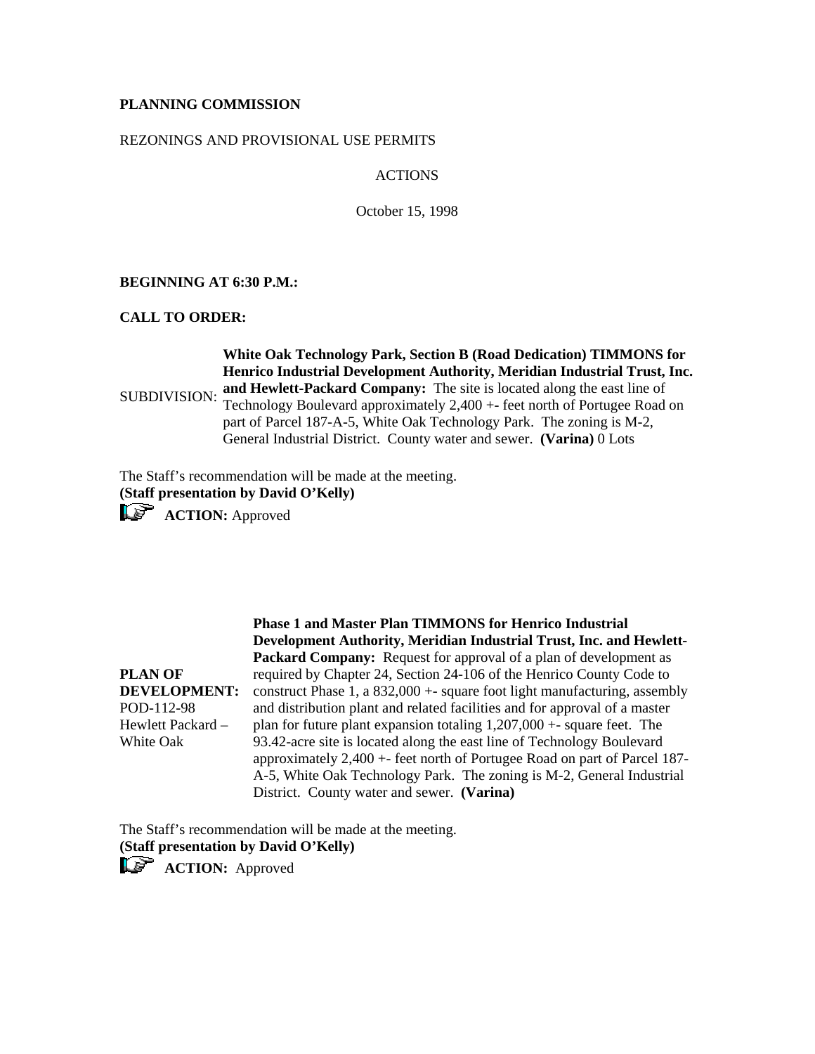**PLANNING COMMISSION**

REZONINGS AND PROVISIONAL USE PERMITS

ACTIONS

October 15, 1998

**BEGINNING AT 6:30 P.M.:**

**CALL TO ORDER:**

SUBDIVISION: **White Oak Technology Park, Section B (Road Dedication) TIMMONS for Henrico Industrial Development Authority, Meridian Industrial Trust, Inc. and Hewlett-Packard Company:** The site is located along the east line of Technology Boulevard approximately 2,400 +- feet north of Portugee Road on part of Parcel 187-A-5, White Oak Technology Park. The zoning is M-2, General Industrial District. County water and sewer. **(Varina)** 0 Lots

The Staff's recommendation will be made at the meeting.
**(Staff presentation by David O'Kelly)**

☞ **ACTION:** Approved

**PLAN OF DEVELOPMENT:**
POD-112-98
Hewlett Packard – White Oak

**Phase 1 and Master Plan TIMMONS for Henrico Industrial Development Authority, Meridian Industrial Trust, Inc. and Hewlett-Packard Company:** Request for approval of a plan of development as required by Chapter 24, Section 24-106 of the Henrico County Code to construct Phase 1, a 832,000 +- square foot light manufacturing, assembly and distribution plant and related facilities and for approval of a master plan for future plant expansion totaling 1,207,000 +- square feet. The 93.42-acre site is located along the east line of Technology Boulevard approximately 2,400 +- feet north of Portugee Road on part of Parcel 187-A-5, White Oak Technology Park. The zoning is M-2, General Industrial District. County water and sewer. **(Varina)**

The Staff's recommendation will be made at the meeting.
**(Staff presentation by David O'Kelly)**

☞ **ACTION:** Approved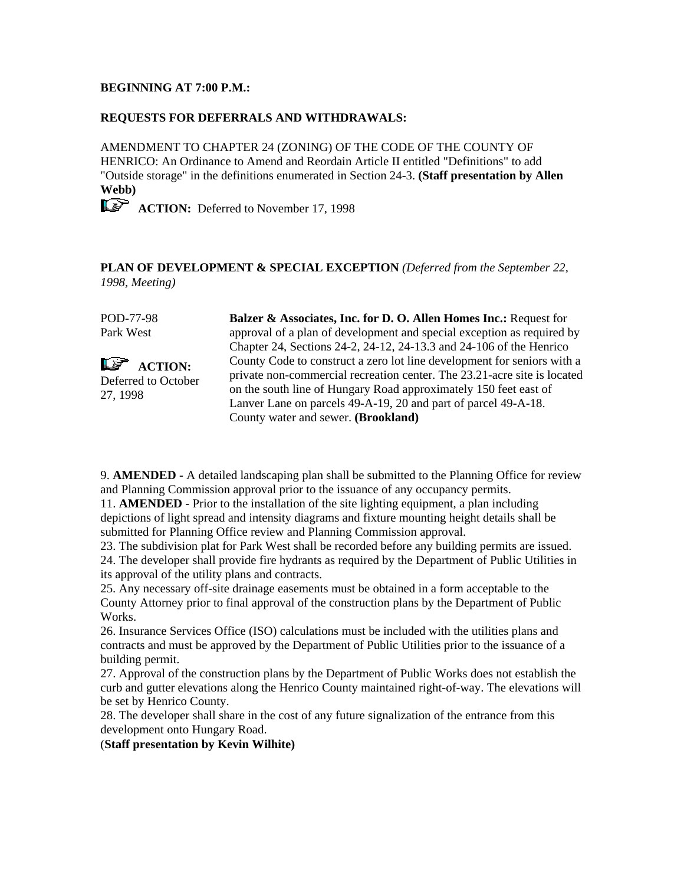**BEGINNING AT 7:00 P.M.:**

**REQUESTS FOR DEFERRALS AND WITHDRAWALS:**

AMENDMENT TO CHAPTER 24 (ZONING) OF THE CODE OF THE COUNTY OF HENRICO: An Ordinance to Amend and Reordain Article II entitled "Definitions" to add "Outside storage" in the definitions enumerated in Section 24-3. **(Staff presentation by Allen Webb)**

**ACTION:** Deferred to November 17, 1998

**PLAN OF DEVELOPMENT & SPECIAL EXCEPTION** *(Deferred from the September 22, 1998, Meeting)*

POD-77-98
Park West

**ACTION:** Deferred to October 27, 1998

**Balzer & Associates, Inc. for D. O. Allen Homes Inc.:** Request for approval of a plan of development and special exception as required by Chapter 24, Sections 24-2, 24-12, 24-13.3 and 24-106 of the Henrico County Code to construct a zero lot line development for seniors with a private non-commercial recreation center. The 23.21-acre site is located on the south line of Hungary Road approximately 150 feet east of Lanver Lane on parcels 49-A-19, 20 and part of parcel 49-A-18. County water and sewer. **(Brookland)**

9. **AMENDED** - A detailed landscaping plan shall be submitted to the Planning Office for review and Planning Commission approval prior to the issuance of any occupancy permits.
11. **AMENDED** - Prior to the installation of the site lighting equipment, a plan including depictions of light spread and intensity diagrams and fixture mounting height details shall be submitted for Planning Office review and Planning Commission approval.
23. The subdivision plat for Park West shall be recorded before any building permits are issued.
24. The developer shall provide fire hydrants as required by the Department of Public Utilities in its approval of the utility plans and contracts.
25. Any necessary off-site drainage easements must be obtained in a form acceptable to the County Attorney prior to final approval of the construction plans by the Department of Public Works.
26. Insurance Services Office (ISO) calculations must be included with the utilities plans and contracts and must be approved by the Department of Public Utilities prior to the issuance of a building permit.
27. Approval of the construction plans by the Department of Public Works does not establish the curb and gutter elevations along the Henrico County maintained right-of-way. The elevations will be set by Henrico County.
28. The developer shall share in the cost of any future signalization of the entrance from this development onto Hungary Road.

(**Staff presentation by Kevin Wilhite)**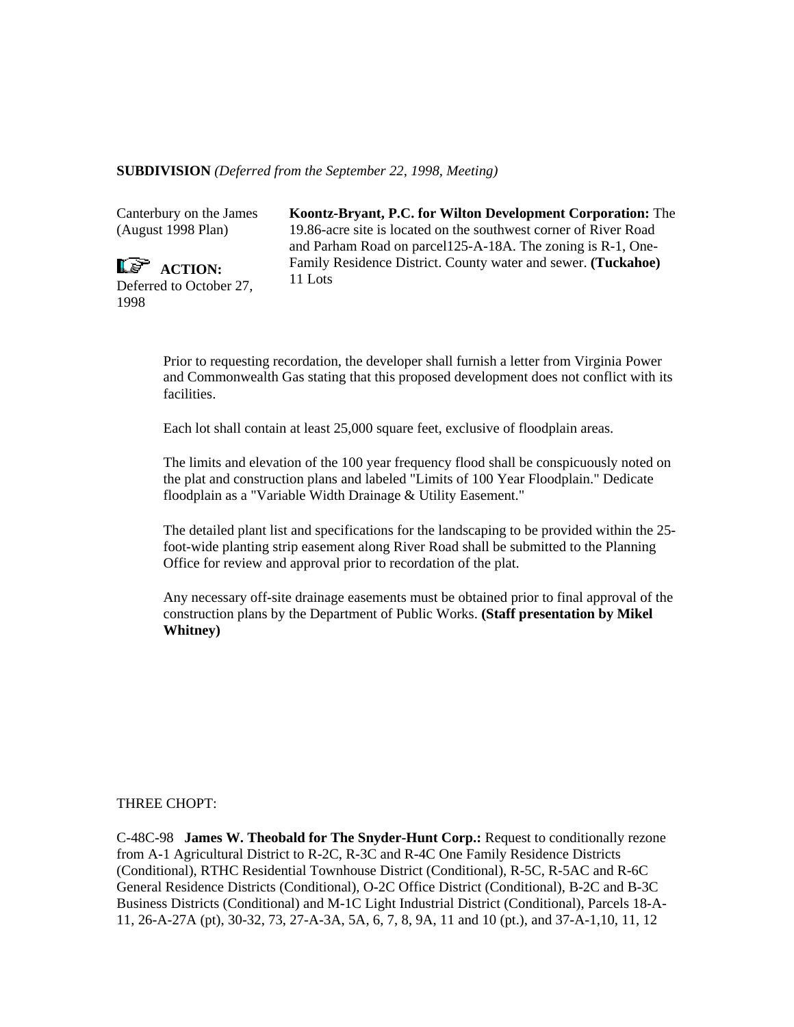**SUBDIVISION** *(Deferred from the September 22, 1998, Meeting)*

Canterbury on the James (August 1998 Plan)

**ACTION:** Deferred to October 27, 1998

**Koontz-Bryant, P.C. for Wilton Development Corporation:** The 19.86-acre site is located on the southwest corner of River Road and Parham Road on parcel125-A-18A. The zoning is R-1, One-Family Residence District. County water and sewer. **(Tuckahoe)** 11 Lots

Prior to requesting recordation, the developer shall furnish a letter from Virginia Power and Commonwealth Gas stating that this proposed development does not conflict with its facilities.

Each lot shall contain at least 25,000 square feet, exclusive of floodplain areas.

The limits and elevation of the 100 year frequency flood shall be conspicuously noted on the plat and construction plans and labeled "Limits of 100 Year Floodplain." Dedicate floodplain as a "Variable Width Drainage & Utility Easement."

The detailed plant list and specifications for the landscaping to be provided within the 25-foot-wide planting strip easement along River Road shall be submitted to the Planning Office for review and approval prior to recordation of the plat.

Any necessary off-site drainage easements must be obtained prior to final approval of the construction plans by the Department of Public Works. **(Staff presentation by Mikel Whitney)**

THREE CHOPT:

C-48C-98 **James W. Theobald for The Snyder-Hunt Corp.:** Request to conditionally rezone from A-1 Agricultural District to R-2C, R-3C and R-4C One Family Residence Districts (Conditional), RTHC Residential Townhouse District (Conditional), R-5C, R-5AC and R-6C General Residence Districts (Conditional), O-2C Office District (Conditional), B-2C and B-3C Business Districts (Conditional) and M-1C Light Industrial District (Conditional), Parcels 18-A-11, 26-A-27A (pt), 30-32, 73, 27-A-3A, 5A, 6, 7, 8, 9A, 11 and 10 (pt.), and 37-A-1,10, 11, 12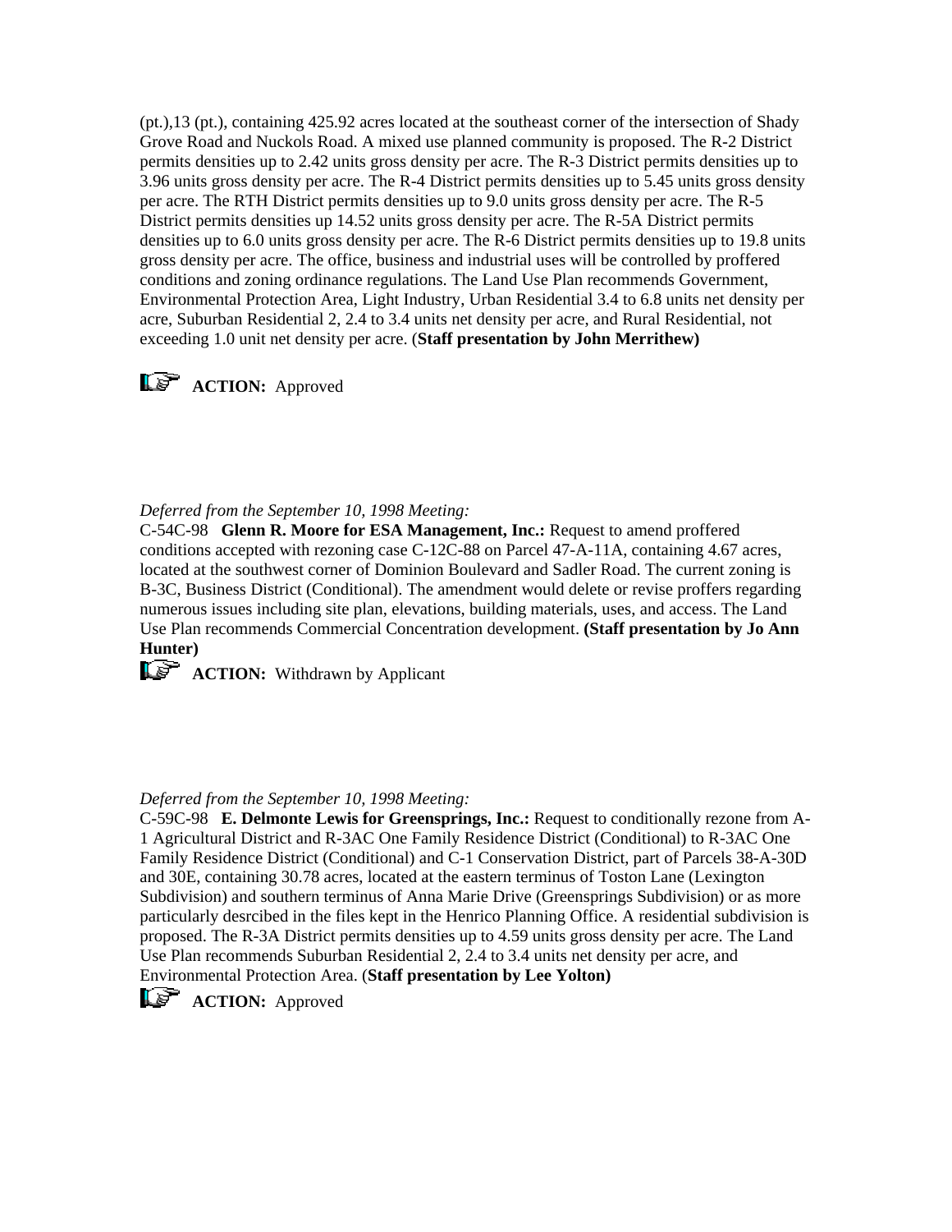(pt.),13 (pt.), containing 425.92 acres located at the southeast corner of the intersection of Shady Grove Road and Nuckols Road. A mixed use planned community is proposed. The R-2 District permits densities up to 2.42 units gross density per acre. The R-3 District permits densities up to 3.96 units gross density per acre. The R-4 District permits densities up to 5.45 units gross density per acre. The RTH District permits densities up to 9.0 units gross density per acre. The R-5 District permits densities up 14.52 units gross density per acre. The R-5A District permits densities up to 6.0 units gross density per acre. The R-6 District permits densities up to 19.8 units gross density per acre. The office, business and industrial uses will be controlled by proffered conditions and zoning ordinance regulations. The Land Use Plan recommends Government, Environmental Protection Area, Light Industry, Urban Residential 3.4 to 6.8 units net density per acre, Suburban Residential 2, 2.4 to 3.4 units net density per acre, and Rural Residential, not exceeding 1.0 unit net density per acre. (**Staff presentation by John Merrithew)**

**ACTION:** Approved

*Deferred from the September 10, 1998 Meeting:*
C-54C-98 **Glenn R. Moore for ESA Management, Inc.:** Request to amend proffered conditions accepted with rezoning case C-12C-88 on Parcel 47-A-11A, containing 4.67 acres, located at the southwest corner of Dominion Boulevard and Sadler Road. The current zoning is B-3C, Business District (Conditional). The amendment would delete or revise proffers regarding numerous issues including site plan, elevations, building materials, uses, and access. The Land Use Plan recommends Commercial Concentration development. **(Staff presentation by Jo Ann Hunter)**

**ACTION:** Withdrawn by Applicant

*Deferred from the September 10, 1998 Meeting:*
C-59C-98 **E. Delmonte Lewis for Greensprings, Inc.:** Request to conditionally rezone from A-1 Agricultural District and R-3AC One Family Residence District (Conditional) to R-3AC One Family Residence District (Conditional) and C-1 Conservation District, part of Parcels 38-A-30D and 30E, containing 30.78 acres, located at the eastern terminus of Toston Lane (Lexington Subdivision) and southern terminus of Anna Marie Drive (Greensprings Subdivision) or as more particularly desrcibed in the files kept in the Henrico Planning Office. A residential subdivision is proposed. The R-3A District permits densities up to 4.59 units gross density per acre. The Land Use Plan recommends Suburban Residential 2, 2.4 to 3.4 units net density per acre, and Environmental Protection Area. (**Staff presentation by Lee Yolton)**

**ACTION:** Approved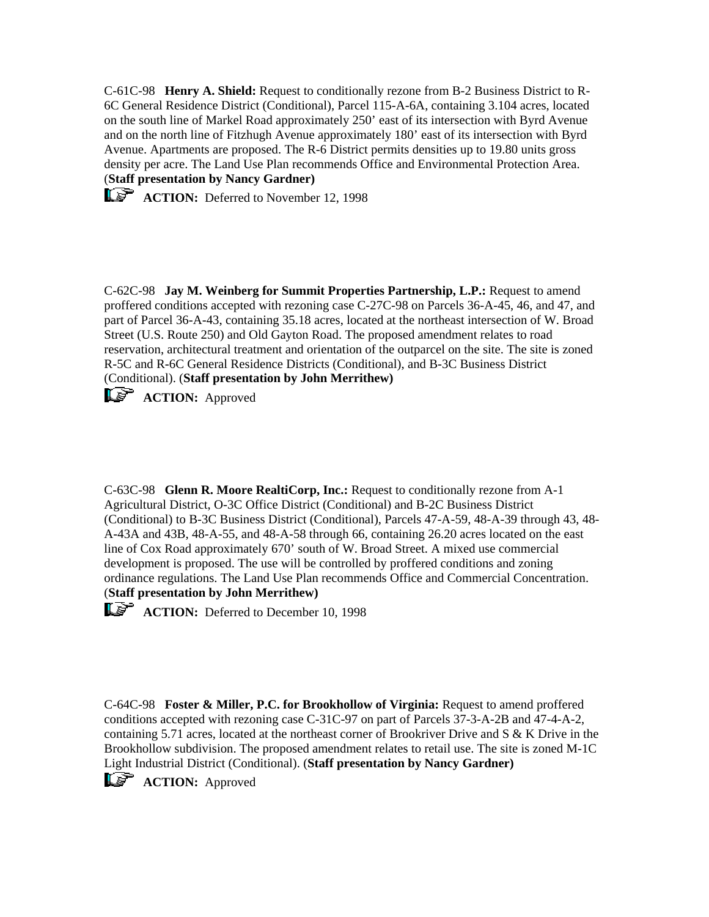C-61C-98 **Henry A. Shield:** Request to conditionally rezone from B-2 Business District to R-6C General Residence District (Conditional), Parcel 115-A-6A, containing 3.104 acres, located on the south line of Markel Road approximately 250' east of its intersection with Byrd Avenue and on the north line of Fitzhugh Avenue approximately 180' east of its intersection with Byrd Avenue. Apartments are proposed. The R-6 District permits densities up to 19.80 units gross density per acre. The Land Use Plan recommends Office and Environmental Protection Area. (**Staff presentation by Nancy Gardner)**

**ACTION:** Deferred to November 12, 1998

C-62C-98 **Jay M. Weinberg for Summit Properties Partnership, L.P.:** Request to amend proffered conditions accepted with rezoning case C-27C-98 on Parcels 36-A-45, 46, and 47, and part of Parcel 36-A-43, containing 35.18 acres, located at the northeast intersection of W. Broad Street (U.S. Route 250) and Old Gayton Road. The proposed amendment relates to road reservation, architectural treatment and orientation of the outparcel on the site. The site is zoned R-5C and R-6C General Residence Districts (Conditional), and B-3C Business District (Conditional). (**Staff presentation by John Merrithew)**

**ACTION:** Approved

C-63C-98 **Glenn R. Moore RealtiCorp, Inc.:** Request to conditionally rezone from A-1 Agricultural District, O-3C Office District (Conditional) and B-2C Business District (Conditional) to B-3C Business District (Conditional), Parcels 47-A-59, 48-A-39 through 43, 48-A-43A and 43B, 48-A-55, and 48-A-58 through 66, containing 26.20 acres located on the east line of Cox Road approximately 670' south of W. Broad Street. A mixed use commercial development is proposed. The use will be controlled by proffered conditions and zoning ordinance regulations. The Land Use Plan recommends Office and Commercial Concentration. (**Staff presentation by John Merrithew)**

**ACTION:** Deferred to December 10, 1998

C-64C-98 **Foster & Miller, P.C. for Brookhollow of Virginia:** Request to amend proffered conditions accepted with rezoning case C-31C-97 on part of Parcels 37-3-A-2B and 47-4-A-2, containing 5.71 acres, located at the northeast corner of Brookriver Drive and S & K Drive in the Brookhollow subdivision. The proposed amendment relates to retail use. The site is zoned M-1C Light Industrial District (Conditional). (**Staff presentation by Nancy Gardner)**

**ACTION:** Approved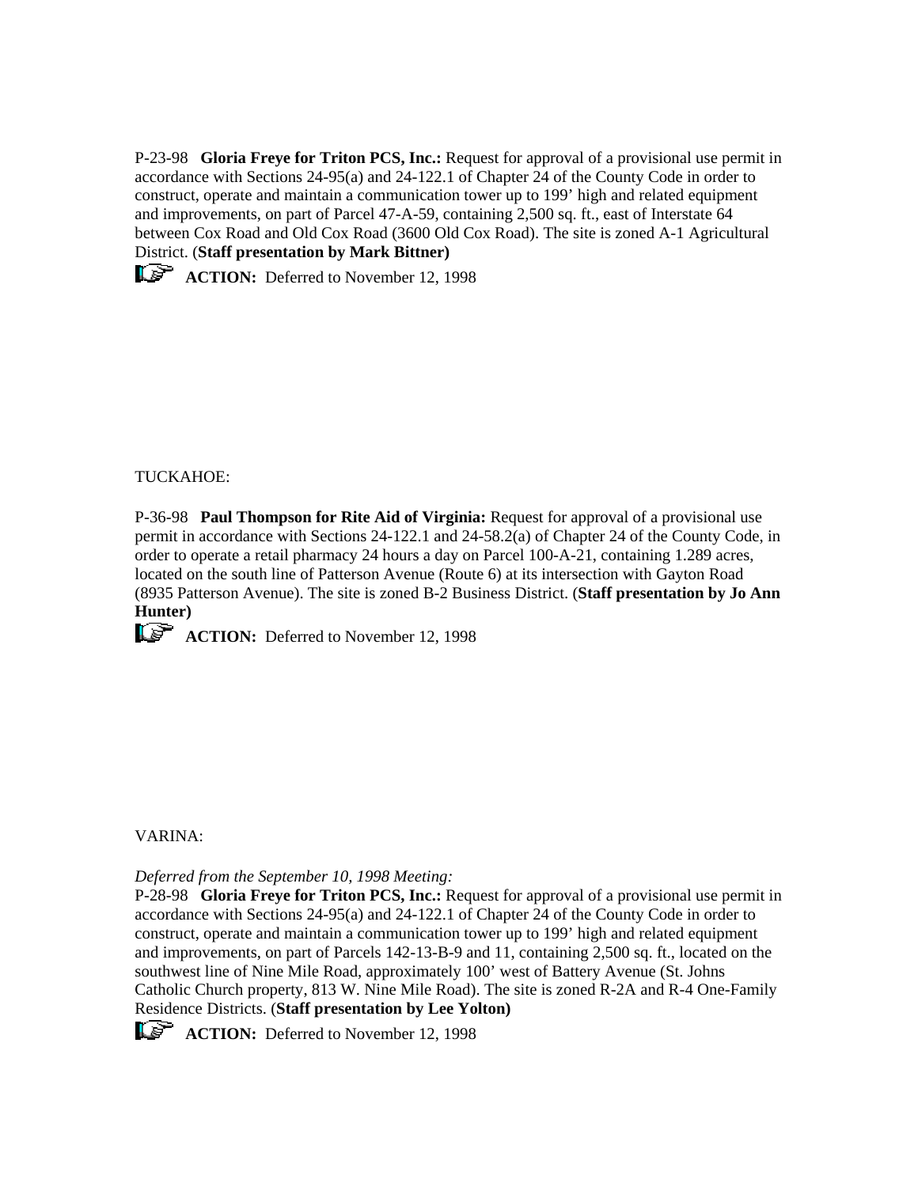P-23-98 **Gloria Freye for Triton PCS, Inc.:** Request for approval of a provisional use permit in accordance with Sections 24-95(a) and 24-122.1 of Chapter 24 of the County Code in order to construct, operate and maintain a communication tower up to 199' high and related equipment and improvements, on part of Parcel 47-A-59, containing 2,500 sq. ft., east of Interstate 64 between Cox Road and Old Cox Road (3600 Old Cox Road). The site is zoned A-1 Agricultural District. (**Staff presentation by Mark Bittner)**

☞ **ACTION:** Deferred to November 12, 1998

TUCKAHOE:

P-36-98 **Paul Thompson for Rite Aid of Virginia:** Request for approval of a provisional use permit in accordance with Sections 24-122.1 and 24-58.2(a) of Chapter 24 of the County Code, in order to operate a retail pharmacy 24 hours a day on Parcel 100-A-21, containing 1.289 acres, located on the south line of Patterson Avenue (Route 6) at its intersection with Gayton Road (8935 Patterson Avenue). The site is zoned B-2 Business District. (**Staff presentation by Jo Ann Hunter)**

☞ **ACTION:** Deferred to November 12, 1998

VARINA:

*Deferred from the September 10, 1998 Meeting:*
P-28-98 **Gloria Freye for Triton PCS, Inc.:** Request for approval of a provisional use permit in accordance with Sections 24-95(a) and 24-122.1 of Chapter 24 of the County Code in order to construct, operate and maintain a communication tower up to 199' high and related equipment and improvements, on part of Parcels 142-13-B-9 and 11, containing 2,500 sq. ft., located on the southwest line of Nine Mile Road, approximately 100' west of Battery Avenue (St. Johns Catholic Church property, 813 W. Nine Mile Road). The site is zoned R-2A and R-4 One-Family Residence Districts. (**Staff presentation by Lee Yolton)**

☞ **ACTION:** Deferred to November 12, 1998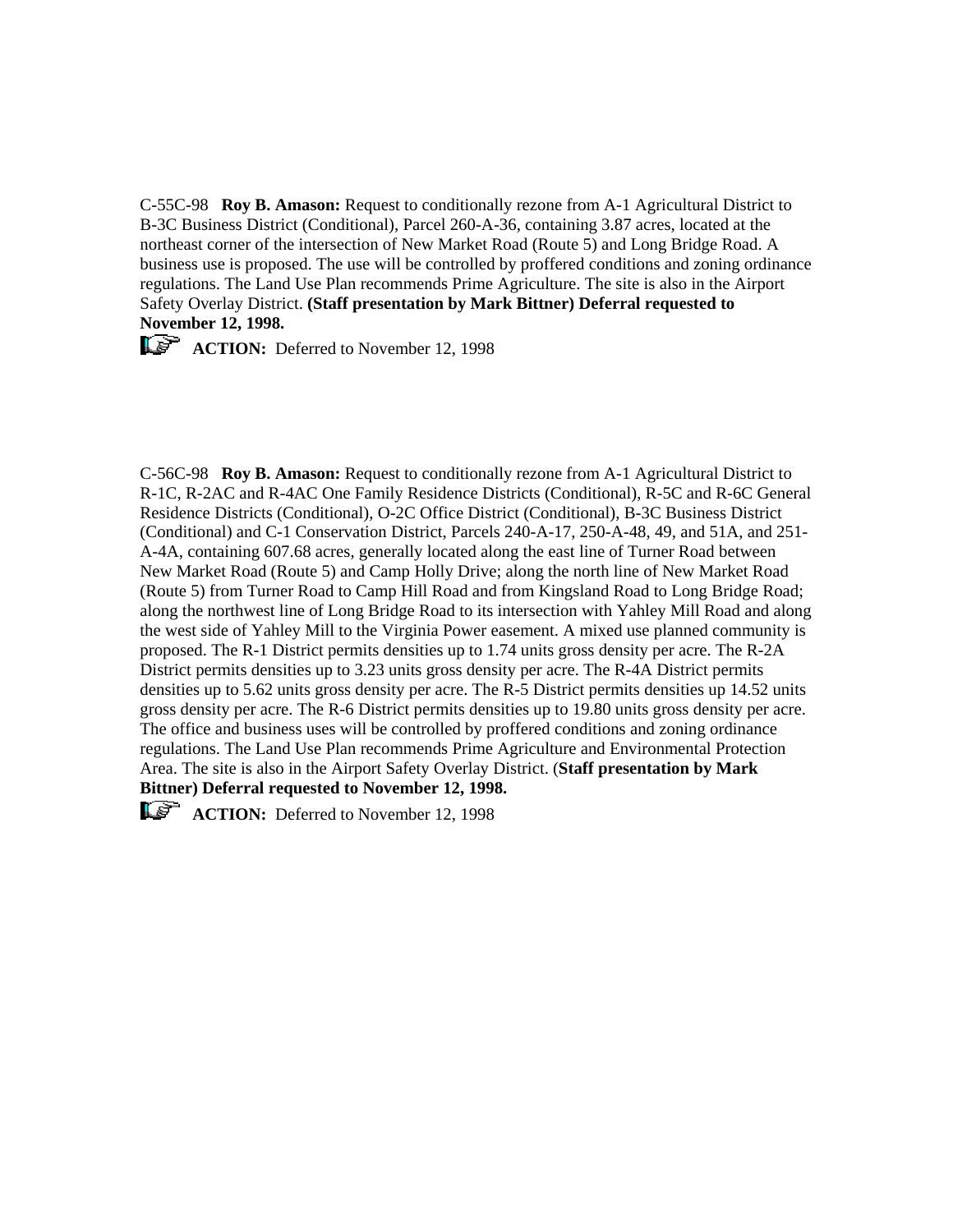C-55C-98 **Roy B. Amason:** Request to conditionally rezone from A-1 Agricultural District to B-3C Business District (Conditional), Parcel 260-A-36, containing 3.87 acres, located at the northeast corner of the intersection of New Market Road (Route 5) and Long Bridge Road. A business use is proposed. The use will be controlled by proffered conditions and zoning ordinance regulations. The Land Use Plan recommends Prime Agriculture. The site is also in the Airport Safety Overlay District. **(Staff presentation by Mark Bittner) Deferral requested to November 12, 1998.**

☞ **ACTION:** Deferred to November 12, 1998

C-56C-98 **Roy B. Amason:** Request to conditionally rezone from A-1 Agricultural District to R-1C, R-2AC and R-4AC One Family Residence Districts (Conditional), R-5C and R-6C General Residence Districts (Conditional), O-2C Office District (Conditional), B-3C Business District (Conditional) and C-1 Conservation District, Parcels 240-A-17, 250-A-48, 49, and 51A, and 251-A-4A, containing 607.68 acres, generally located along the east line of Turner Road between New Market Road (Route 5) and Camp Holly Drive; along the north line of New Market Road (Route 5) from Turner Road to Camp Hill Road and from Kingsland Road to Long Bridge Road; along the northwest line of Long Bridge Road to its intersection with Yahley Mill Road and along the west side of Yahley Mill to the Virginia Power easement. A mixed use planned community is proposed. The R-1 District permits densities up to 1.74 units gross density per acre. The R-2A District permits densities up to 3.23 units gross density per acre. The R-4A District permits densities up to 5.62 units gross density per acre. The R-5 District permits densities up 14.52 units gross density per acre. The R-6 District permits densities up to 19.80 units gross density per acre. The office and business uses will be controlled by proffered conditions and zoning ordinance regulations. The Land Use Plan recommends Prime Agriculture and Environmental Protection Area. The site is also in the Airport Safety Overlay District. (**Staff presentation by Mark Bittner) Deferral requested to November 12, 1998.**

☞ **ACTION:** Deferred to November 12, 1998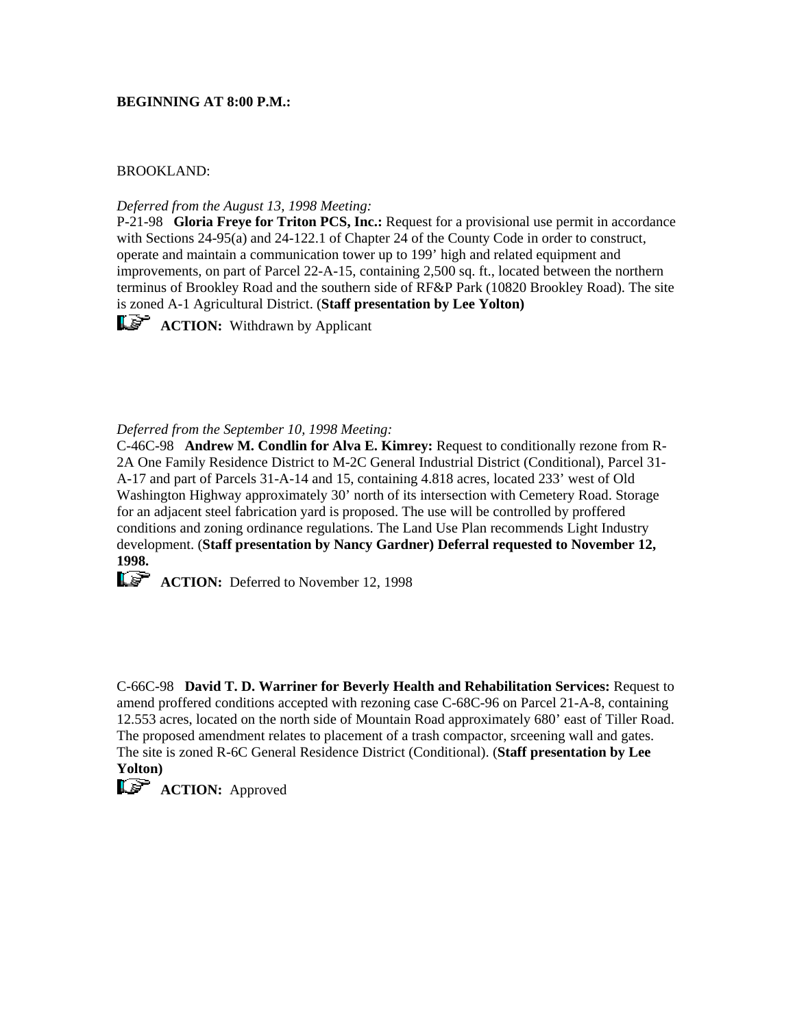**BEGINNING AT 8:00 P.M.:**

BROOKLAND:

*Deferred from the August 13, 1998 Meeting:*
P-21-98 **Gloria Freye for Triton PCS, Inc.:** Request for a provisional use permit in accordance with Sections 24-95(a) and 24-122.1 of Chapter 24 of the County Code in order to construct, operate and maintain a communication tower up to 199' high and related equipment and improvements, on part of Parcel 22-A-15, containing 2,500 sq. ft., located between the northern terminus of Brookley Road and the southern side of RF&P Park (10820 Brookley Road). The site is zoned A-1 Agricultural District. (**Staff presentation by Lee Yolton)**

**ACTION:** Withdrawn by Applicant

*Deferred from the September 10, 1998 Meeting:*
C-46C-98 **Andrew M. Condlin for Alva E. Kimrey:** Request to conditionally rezone from R-2A One Family Residence District to M-2C General Industrial District (Conditional), Parcel 31-A-17 and part of Parcels 31-A-14 and 15, containing 4.818 acres, located 233' west of Old Washington Highway approximately 30' north of its intersection with Cemetery Road. Storage for an adjacent steel fabrication yard is proposed. The use will be controlled by proffered conditions and zoning ordinance regulations. The Land Use Plan recommends Light Industry development. (**Staff presentation by Nancy Gardner) Deferral requested to November 12, 1998.**

**ACTION:** Deferred to November 12, 1998

C-66C-98 **David T. D. Warriner for Beverly Health and Rehabilitation Services:** Request to amend proffered conditions accepted with rezoning case C-68C-96 on Parcel 21-A-8, containing 12.553 acres, located on the north side of Mountain Road approximately 680' east of Tiller Road. The proposed amendment relates to placement of a trash compactor, srceening wall and gates. The site is zoned R-6C General Residence District (Conditional). (**Staff presentation by Lee Yolton)**

**ACTION:** Approved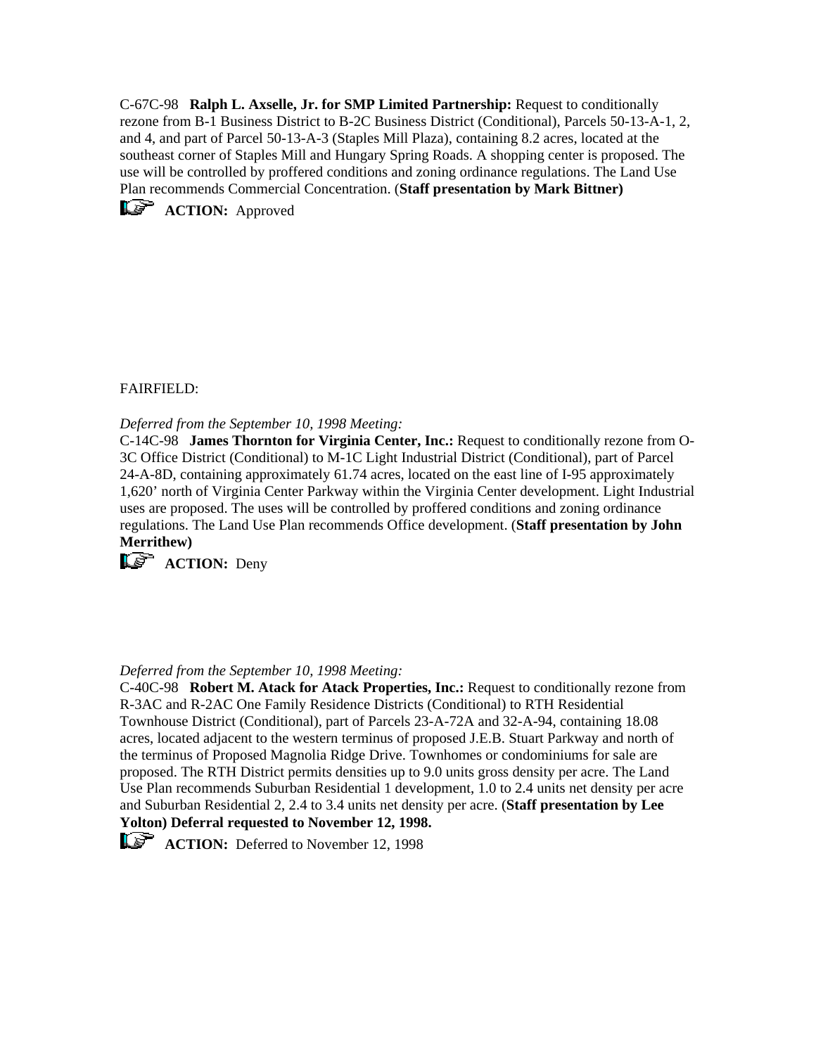C-67C-98 **Ralph L. Axselle, Jr. for SMP Limited Partnership:** Request to conditionally rezone from B-1 Business District to B-2C Business District (Conditional), Parcels 50-13-A-1, 2, and 4, and part of Parcel 50-13-A-3 (Staples Mill Plaza), containing 8.2 acres, located at the southeast corner of Staples Mill and Hungary Spring Roads. A shopping center is proposed. The use will be controlled by proffered conditions and zoning ordinance regulations. The Land Use Plan recommends Commercial Concentration. (**Staff presentation by Mark Bittner)**

**ACTION:** Approved

FAIRFIELD:

*Deferred from the September 10, 1998 Meeting:*

C-14C-98 **James Thornton for Virginia Center, Inc.:** Request to conditionally rezone from O-3C Office District (Conditional) to M-1C Light Industrial District (Conditional), part of Parcel 24-A-8D, containing approximately 61.74 acres, located on the east line of I-95 approximately 1,620' north of Virginia Center Parkway within the Virginia Center development. Light Industrial uses are proposed. The uses will be controlled by proffered conditions and zoning ordinance regulations. The Land Use Plan recommends Office development. (**Staff presentation by John Merrithew)**

**ACTION:** Deny

*Deferred from the September 10, 1998 Meeting:*

C-40C-98 **Robert M. Atack for Atack Properties, Inc.:** Request to conditionally rezone from R-3AC and R-2AC One Family Residence Districts (Conditional) to RTH Residential Townhouse District (Conditional), part of Parcels 23-A-72A and 32-A-94, containing 18.08 acres, located adjacent to the western terminus of proposed J.E.B. Stuart Parkway and north of the terminus of Proposed Magnolia Ridge Drive. Townhomes or condominiums for sale are proposed. The RTH District permits densities up to 9.0 units gross density per acre. The Land Use Plan recommends Suburban Residential 1 development, 1.0 to 2.4 units net density per acre and Suburban Residential 2, 2.4 to 3.4 units net density per acre. (**Staff presentation by Lee Yolton) Deferral requested to November 12, 1998.**

**ACTION:** Deferred to November 12, 1998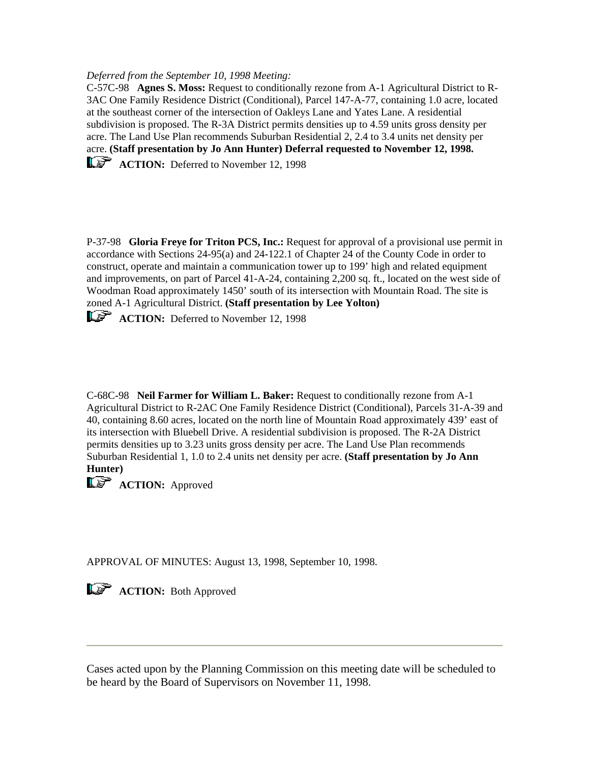*Deferred from the September 10, 1998 Meeting:*

C-57C-98 **Agnes S. Moss:** Request to conditionally rezone from A-1 Agricultural District to R-3AC One Family Residence District (Conditional), Parcel 147-A-77, containing 1.0 acre, located at the southeast corner of the intersection of Oakleys Lane and Yates Lane. A residential subdivision is proposed. The R-3A District permits densities up to 4.59 units gross density per acre. The Land Use Plan recommends Suburban Residential 2, 2.4 to 3.4 units net density per acre. **(Staff presentation by Jo Ann Hunter) Deferral requested to November 12, 1998.**

**ACTION:** Deferred to November 12, 1998

P-37-98 **Gloria Freye for Triton PCS, Inc.:** Request for approval of a provisional use permit in accordance with Sections 24-95(a) and 24-122.1 of Chapter 24 of the County Code in order to construct, operate and maintain a communication tower up to 199' high and related equipment and improvements, on part of Parcel 41-A-24, containing 2,200 sq. ft., located on the west side of Woodman Road approximately 1450' south of its intersection with Mountain Road. The site is zoned A-1 Agricultural District. **(Staff presentation by Lee Yolton)**

**ACTION:** Deferred to November 12, 1998

C-68C-98 **Neil Farmer for William L. Baker:** Request to conditionally rezone from A-1 Agricultural District to R-2AC One Family Residence District (Conditional), Parcels 31-A-39 and 40, containing 8.60 acres, located on the north line of Mountain Road approximately 439' east of its intersection with Bluebell Drive. A residential subdivision is proposed. The R-2A District permits densities up to 3.23 units gross density per acre. The Land Use Plan recommends Suburban Residential 1, 1.0 to 2.4 units net density per acre. **(Staff presentation by Jo Ann Hunter)**

**ACTION:** Approved

APPROVAL OF MINUTES: August 13, 1998, September 10, 1998.

**ACTION:** Both Approved

---

Cases acted upon by the Planning Commission on this meeting date will be scheduled to be heard by the Board of Supervisors on November 11, 1998.